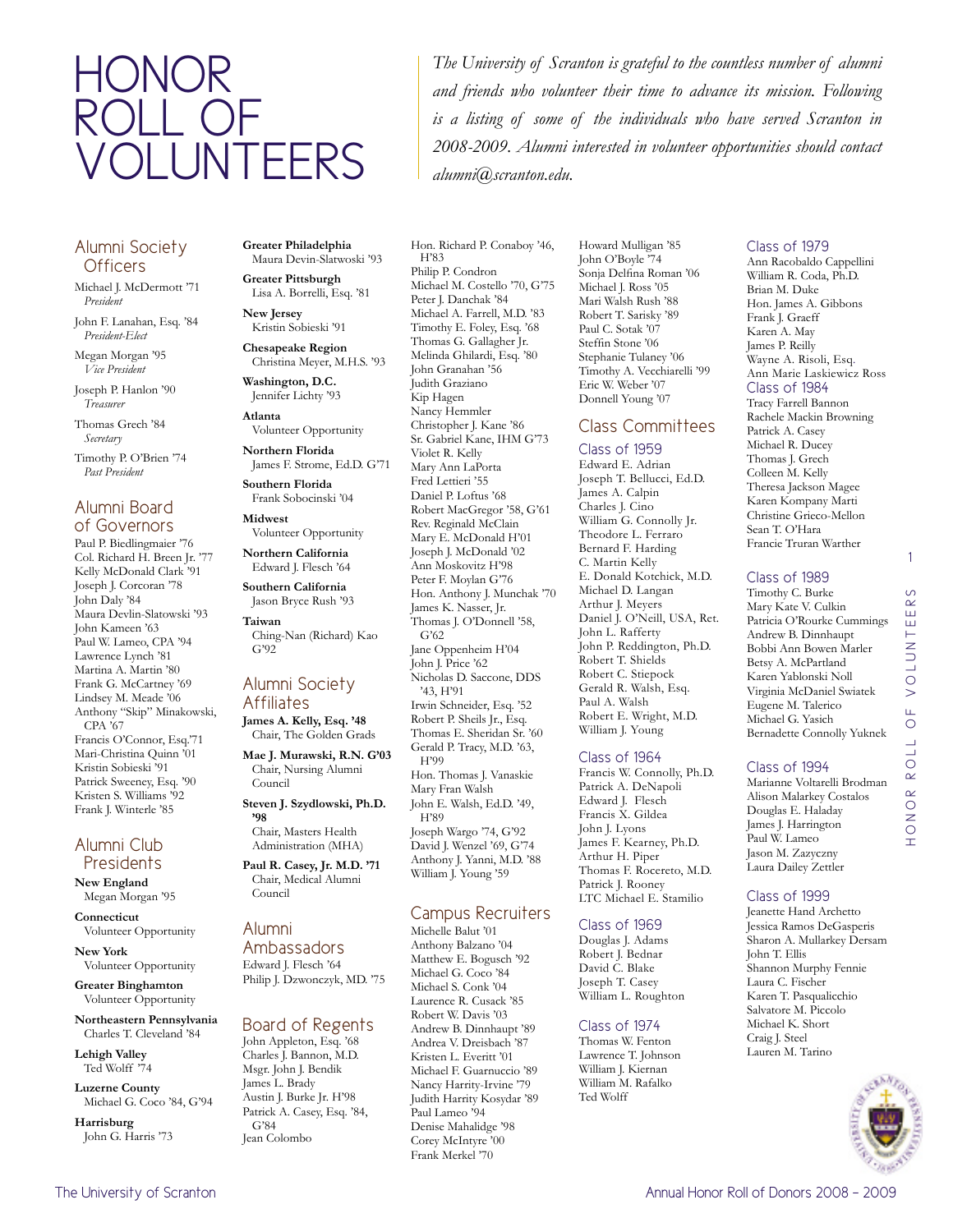# HONOR ROLL OF VOLUNTEERS

*The University of Scranton is grateful to the countless number of alumni and friends who volunteer their time to advance its mission. Following is a listing of some of the individuals who have served Scranton in 2008-2009. Alumni interested in volunteer opportunities should contact alumni@scranton.edu.*

## Alumni Society Officers

Michael J. McDermott '71
*President*

John F. Lanahan, Esq. '84
*President-Elect*

Megan Morgan '95
*Vice President*

Joseph P. Hanlon '90
*Treasurer*

Thomas Grech '84
*Secretary*

Timothy P. O'Brien '74
*Past President*

## Alumni Board of Governors

Paul P. Biedlingmaier '76
Col. Richard H. Breen Jr. '77
Kelly McDonald Clark '91
Joseph J. Corcoran '78
John Daly '84
Maura Devlin-Slatowski '93
John Kameen '63
Paul W. Lameo, CPA '94
Lawrence Lynch '81
Martina A. Martin '80
Frank G. McCartney '69
Lindsey M. Meade '06
Anthony "Skip" Minakowski, CPA '67
Francis O'Connor, Esq.'71
Mari-Christina Quinn '01
Kristin Sobieski '91
Patrick Sweeney, Esq. '90
Kristen S. Williams '92
Frank J. Winterle '85

## Alumni Club Presidents

**New England**
Megan Morgan '95

**Connecticut**
Volunteer Opportunity

**New York**
Volunteer Opportunity

**Greater Binghamton**
Volunteer Opportunity

**Northeastern Pennsylvania**
Charles T. Cleveland '84

**Lehigh Valley**
Ted Wolff '74

**Luzerne County**
Michael G. Coco '84, G'94

**Harrisburg**
John G. Harris '73

**Greater Philadelphia**
Maura Devin-Slatwoski '93

**Greater Pittsburgh**
Lisa A. Borrelli, Esq. '81

**New Jersey**
Kristin Sobieski '91

**Chesapeake Region**
Christina Meyer, M.H.S. '93

**Washington, D.C.**
Jennifer Lichty '93

**Atlanta**
Volunteer Opportunity

**Northern Florida**
James F. Strome, Ed.D. G'71

**Southern Florida**
Frank Sobocinski '04

**Midwest**
Volunteer Opportunity

**Northern California**
Edward J. Flesch '64

**Southern California**
Jason Bryce Rush '93

**Taiwan**
Ching-Nan (Richard) Kao G'92

## Alumni Society Affiliates

**James A. Kelly, Esq. '48**
Chair, The Golden Grads

**Mae J. Murawski, R.N. G'03**
Chair, Nursing Alumni Council

**Steven J. Szydlowski, Ph.D. '98**
Chair, Masters Health Administration (MHA)

**Paul R. Casey, Jr. M.D. '71**
Chair, Medical Alumni Council

## Alumni Ambassadors

Edward J. Flesch '64
Philip J. Dzwonczyk, MD. '75

## Board of Regents

John Appleton, Esq. '68
Charles J. Bannon, M.D.
Msgr. John J. Bendik
James L. Brady
Austin J. Burke Jr. H'98
Patrick A. Casey, Esq. '84, G'84
Jean Colombo
Hon. Richard P. Conaboy '46, H'83
Philip P. Condron
Michael M. Costello '70, G'75
Peter J. Danchak '84
Michael A. Farrell, M.D. '83
Timothy E. Foley, Esq. '68
Thomas G. Gallagher Jr.
Melinda Ghilardi, Esq. '80
John Granahan '56
Judith Graziano
Kip Hagen
Nancy Hemmler
Christopher J. Kane '86
Sr. Gabriel Kane, IHM G'73
Violet R. Kelly
Mary Ann LaPorta
Fred Lettieri '55
Daniel P. Loftus '68
Robert MacGregor '58, G'61
Rev. Reginald McClain
Mary E. McDonald H'01
Joseph J. McDonald '02
Ann Moskovitz H'98
Peter F. Moylan G'76
Hon. Anthony J. Munchak '70
James K. Nasser, Jr.
Thomas J. O'Donnell '58, G'62
Jane Oppenheim H'04
John J. Price '62
Nicholas D. Saccone, DDS '43, H'91
Irwin Schneider, Esq. '52
Robert P. Sheils Jr., Esq.
Thomas E. Sheridan Sr. '60
Gerald P. Tracy, M.D. '63, H'99
Hon. Thomas J. Vanaskie
Mary Fran Walsh
John E. Walsh, Ed.D. '49, H'89
Joseph Wargo '74, G'92
David J. Wenzel '69, G'74
Anthony J. Yanni, M.D. '88
William J. Young '59

## Campus Recruiters

Michelle Balut '01
Anthony Balzano '04
Matthew E. Bogusch '92
Michael G. Coco '84
Michael S. Conk '04
Laurence R. Cusack '85
Robert W. Davis '03
Andrew B. Dinnhaupt '89
Andrea V. Dreisbach '87
Kristen L. Everitt '01
Michael F. Guarnuccio '89
Nancy Harrity-Irvine '79
Judith Harrity Kosydar '89
Paul Lameo '94
Denise Mahalidge '98
Corey McIntyre '00
Frank Merkel '70
Howard Mulligan '85
John O'Boyle '74
Sonja Delfina Roman '06
Michael J. Ross '05
Mari Walsh Rush '88
Robert T. Sarisky '89
Paul C. Sotak '07
Steffin Stone '06
Stephanie Tulaney '06
Timothy A. Vecchiarelli '99
Eric W. Weber '07
Donnell Young '07

## Class Committees

### Class of 1959

Edward E. Adrian
Joseph T. Bellucci, Ed.D.
James A. Calpin
Charles J. Cino
William G. Connolly Jr.
Theodore L. Ferraro
Bernard F. Harding
C. Martin Kelly
E. Donald Kotchick, M.D.
Michael D. Langan
Arthur J. Meyers
Daniel J. O'Neill, USA, Ret.
John L. Rafferty
John P. Reddington, Ph.D.
Robert T. Shields
Robert C. Striepock
Gerald R. Walsh, Esq.
Paul A. Walsh
Robert E. Wright, M.D.
William J. Young

### Class of 1964

Francis W. Connolly, Ph.D.
Patrick A. DeNapoli
Edward J. Flesch
Francis X. Gildea
John J. Lyons
James F. Kearney, Ph.D.
Arthur H. Piper
Thomas F. Rocereto, M.D.
Patrick J. Rooney
LTC Michael E. Stamilio

### Class of 1969

Douglas J. Adams
Robert J. Bednar
David C. Blake
Joseph T. Casey
William L. Roughton

### Class of 1974

Thomas W. Fenton
Lawrence T. Johnson
William J. Kiernan
William M. Rafalko
Ted Wolff

### Class of 1979

Ann Racobaldo Cappellini
William R. Coda, Ph.D.
Brian M. Duke
Hon. James A. Gibbons
Frank J. Graeff
Karen A. May
James P. Reilly
Wayne A. Risoli, Esq.
Ann Marie Laskiewicz Ross

### Class of 1984

Tracy Farrell Bannon
Rachele Mackin Browning
Patrick A. Casey
Michael R. Ducey
Thomas J. Grech
Colleen M. Kelly
Theresa Jackson Magee
Karen Kompany Marti
Christine Grieco-Mellon
Sean T. O'Hara
Francie Truran Warther

### Class of 1989

Timothy C. Burke
Mary Kate V. Culkin
Patricia O'Rourke Cummings
Andrew B. Dinnhaupt
Bobbi Ann Bowen Marler
Betsy A. McPartland
Karen Yablonski Noll
Virginia McDaniel Swiatek
Eugene M. Talerico
Michael G. Yasich
Bernadette Connolly Yuknek

### Class of 1994

Marianne Voltarelli Brodman
Alison Malarkey Costalos
Douglas E. Haladay
James J. Harrington
Paul W. Lameo
Jason M. Zazyczny
Laura Dailey Zettler

### Class of 1999

Jeanette Hand Archetto
Jessica Ramos DeGasperis
Sharon A. Mullarkey Dersam
John T. Ellis
Shannon Murphy Fennie
Laura C. Fischer
Karen T. Pasqualicchio
Salvatore M. Piccolo
Michael K. Short
Craig J. Steel
Lauren M. Tarino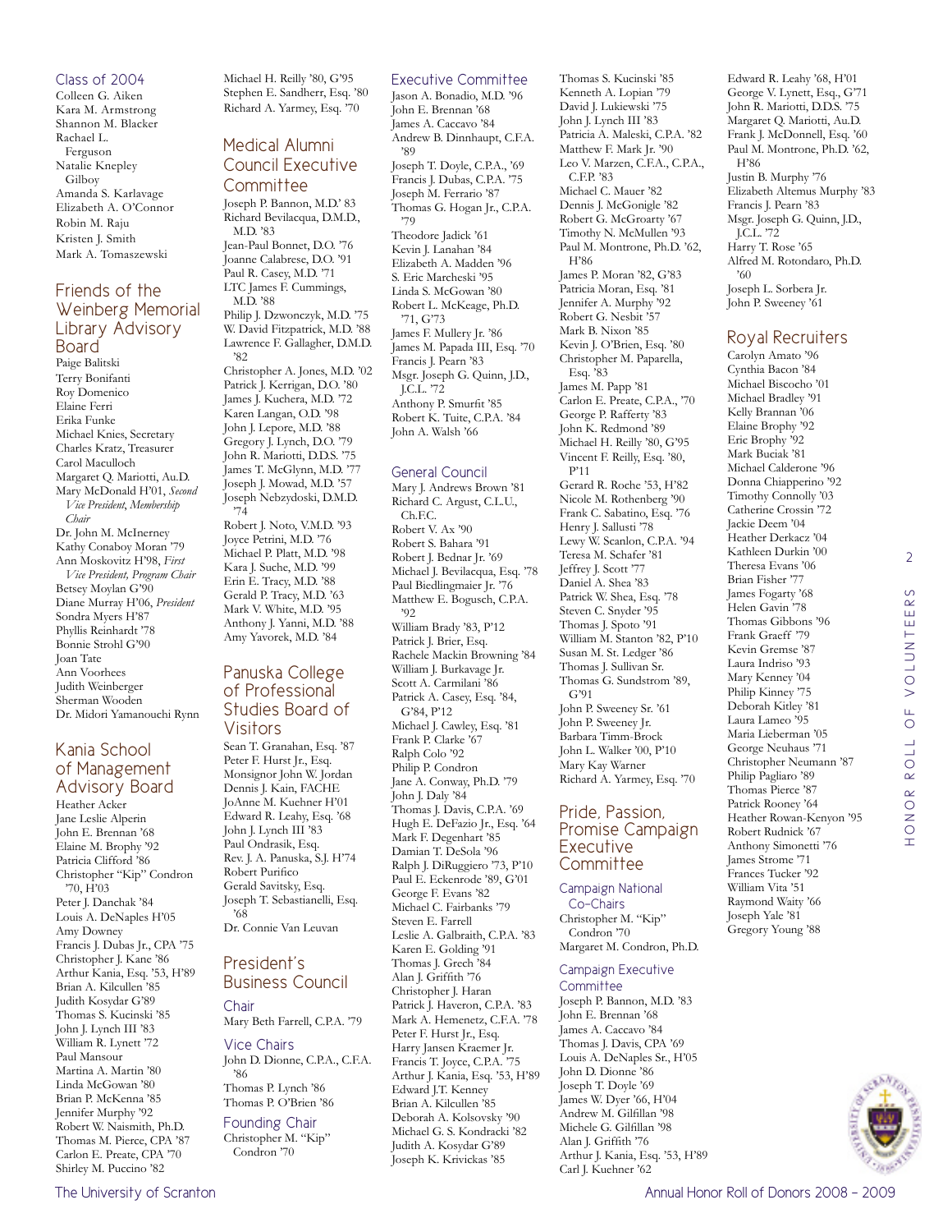## Class of 2004

Colleen G. Aiken
Kara M. Armstrong
Shannon M. Blacker
Rachael L. Ferguson
Natalie Knepley Gilboy
Amanda S. Karlavage
Elizabeth A. O'Connor
Robin M. Raju
Kristen J. Smith
Mark A. Tomaszewski

## Friends of the Weinberg Memorial Library Advisory Board

Paige Balitski
Terry Bonifanti
Roy Domenico
Elaine Ferri
Erika Funke
Michael Knies, Secretary
Charles Kratz, Treasurer
Carol Maculloch
Margaret Q. Mariotti, Au.D.
Mary McDonald H'01, *Second Vice President, Membership Chair*
Dr. John M. McInerney
Kathy Conaboy Moran '79
Ann Moskovitz H'98, *First Vice President, Program Chair*
Betsey Moylan G'90
Diane Murray H'06, *President*
Sondra Myers H'87
Phyllis Reinhardt '78
Bonnie Strohl G'90
Joan Tate
Ann Voorhees
Judith Weinberger
Sherman Wooden
Dr. Midori Yamanouchi Rynn

## Kania School of Management Advisory Board

Heather Acker
Jane Leslie Alperin
John E. Brennan '68
Elaine M. Brophy '92
Patricia Clifford '86
Christopher "Kip" Condron '70, H'03
Peter J. Danchak '84
Louis A. DeNaples H'05
Amy Downey
Francis J. Dubas Jr., CPA '75
Christopher J. Kane '86
Arthur Kania, Esq. '53, H'89
Brian A. Kilcullen '85
Judith Kosydar G'89
Thomas S. Kucinski '85
John J. Lynch III '83
William R. Lynett '72
Paul Mansour
Martina A. Martin '80
Linda McGowan '80
Brian P. McKenna '85
Jennifer Murphy '92
Robert W. Naismith, Ph.D.
Thomas M. Pierce, CPA '87
Carlon E. Preate, CPA '70
Shirley M. Puccino '82
Michael H. Reilly '80, G'95
Stephen E. Sandherr, Esq. '80
Richard A. Yarmey, Esq. '70

## Medical Alumni Council Executive Committee

Joseph P. Bannon, M.D.' 83
Richard Bevilacqua, D.M.D., M.D. '83
Jean-Paul Bonnet, D.O. '76
Joanne Calabrese, D.O. '91
Paul R. Casey, M.D. '71
LTC James F. Cummings, M.D. '88
Philip J. Dzwonczyk, M.D. '75
W. David Fitzpatrick, M.D. '88
Lawrence F. Gallagher, D.M.D. '82
Christopher A. Jones, M.D. '02
Patrick J. Kerrigan, D.O. '80
James J. Kuchera, M.D. '72
Karen Langan, O.D. '98
John J. Lepore, M.D. '88
Gregory J. Lynch, D.O. '79
John R. Mariotti, D.D.S. '75
James T. McGlynn, M.D. '77
Joseph J. Mowad, M.D. '57
Joseph Nebzydoski, D.M.D. '74
Robert J. Noto, V.M.D. '93
Joyce Petrini, M.D. '76
Michael P. Platt, M.D. '98
Kara J. Suche, M.D. '99
Erin E. Tracy, M.D. '88
Gerald P. Tracy, M.D. '63
Mark V. White, M.D. '95
Anthony J. Yanni, M.D. '88
Amy Yavorek, M.D. '84

## Panuska College of Professional Studies Board of Visitors

Sean T. Granahan, Esq. '87
Peter F. Hurst Jr., Esq.
Monsignor John W. Jordan
Dennis J. Kain, FACHE
JoAnne M. Kuehner H'01
Edward R. Leahy, Esq. '68
John J. Lynch III '83
Paul Ondrasik, Esq.
Rev. J. A. Panuska, S.J. H'74
Robert Purifico
Gerald Savitsky, Esq.
Joseph T. Sebastianelli, Esq. '68
Dr. Connie Van Leuvan

## President's Business Council

### Chair

Mary Beth Farrell, C.P.A. '79

### Vice Chairs

John D. Dionne, C.P.A., C.F.A. '86
Thomas P. Lynch '86
Thomas P. O'Brien '86

### Founding Chair

Christopher M. "Kip" Condron '70

### Executive Committee

Jason A. Bonadio, M.D. '96
John E. Brennan '68
James A. Caccavo '84
Andrew B. Dinnhaupt, C.F.A. '89
Joseph T. Doyle, C.P.A., '69
Francis J. Dubas, C.P.A. '75
Joseph M. Ferrario '87
Thomas G. Hogan Jr., C.P.A. '79
Theodore Jadick '61
Kevin J. Lanahan '84
Elizabeth A. Madden '96
S. Eric Marcheski '95
Linda S. McGowan '80
Robert L. McKeage, Ph.D. '71, G'73
James F. Mullery Jr. '86
James M. Papada III, Esq. '70
Francis J. Pearn '83
Msgr. Joseph G. Quinn, J.D., J.C.L. '72
Anthony P. Smurfit '85
Robert K. Tuite, C.P.A. '84
John A. Walsh '66

### General Council

Mary J. Andrews Brown '81
Richard C. Argust, C.L.U., Ch.F.C.
Robert V. Ax '90
Robert S. Bahara '91
Robert J. Bednar Jr. '69
Michael J. Bevilacqua, Esq. '78
Paul Biedlingmaier Jr. '76
Matthew E. Bogusch, C.P.A. '92
William Brady '83, P'12
Patrick J. Brier, Esq.
Rachele Mackin Browning '84
William J. Burkavage Jr.
Scott A. Carmilani '86
Patrick A. Casey, Esq. '84, G'84, P'12
Michael J. Cawley, Esq. '81
Frank P. Clarke '67
Ralph Colo '92
Philip P. Condron
Jane A. Conway, Ph.D. '79
John J. Daly '84
Thomas J. Davis, C.P.A. '69
Hugh E. DeFazio Jr., Esq. '64
Mark F. Degenhart '85
Damian T. DeSola '96
Ralph J. DiRuggiero '73, P'10
Paul E. Eckenrode '89, G'01
George F. Evans '82
Michael C. Fairbanks '79
Steven E. Farrell
Leslie A. Galbraith, C.P.A. '83
Karen E. Golding '91
Thomas J. Grech '84
Alan J. Griffith '76
Christopher J. Haran
Patrick J. Haveron, C.P.A. '83
Mark A. Hemenetz, C.F.A. '78
Peter F. Hurst Jr., Esq.
Harry Jansen Kraemer Jr.
Francis T. Joyce, C.P.A. '75
Arthur J. Kania, Esq. '53, H'89
Edward J.T. Kenney
Brian A. Kilcullen '85
Deborah A. Kolsovsky '90
Michael G. S. Kondracki '82
Judith A. Kosydar G'89
Joseph K. Krivickas '85
Thomas S. Kucinski '85
Kenneth A. Lopian '79
David J. Lukiewski '75
John J. Lynch III '83
Patricia A. Maleski, C.P.A. '82
Matthew F. Mark Jr. '90
Leo V. Marzen, C.F.A., C.P.A., C.F.P. '83
Michael C. Mauer '82
Dennis J. McGonigle '82
Robert G. McGroarty '67
Timothy N. McMullen '93
Paul M. Montrone, Ph.D. '62, H'86
James P. Moran '82, G'83
Patricia Moran, Esq. '81
Jennifer A. Murphy '92
Robert G. Nesbit '57
Mark B. Nixon '85
Kevin J. O'Brien, Esq. '80
Christopher M. Paparella, Esq. '83
James M. Papp '81
Carlon E. Preate, C.P.A., '70
George P. Rafferty '83
John K. Redmond '89
Michael H. Reilly '80, G'95
Vincent F. Reilly, Esq. '80, P'11
Gerard R. Roche '53, H'82
Nicole M. Rothenberg '90
Frank C. Sabatino, Esq. '76
Henry J. Sallusti '78
Lewy W. Scanlon, C.P.A. '94
Teresa M. Schafer '81
Jeffrey J. Scott '77
Daniel A. Shea '83
Patrick W. Shea, Esq. '78
Steven C. Snyder '95
Thomas J. Spoto '91
William M. Stanton '82, P'10
Susan M. St. Ledger '86
Thomas J. Sullivan Sr.
Thomas G. Sundstrom '89, G'91
John P. Sweeney Sr. '61
John P. Sweeney Jr.
Barbara Timm-Brock
John L. Walker '00, P'10
Mary Kay Warner
Richard A. Yarmey, Esq. '70

## Pride, Passion, Promise Campaign Executive Committee

### Campaign National Co-Chairs

Christopher M. "Kip" Condron '70
Margaret M. Condron, Ph.D.

### Campaign Executive Committee

Joseph P. Bannon, M.D. '83
John E. Brennan '68
James A. Caccavo '84
Thomas J. Davis, CPA '69
Louis A. DeNaples Sr., H'05
John D. Dionne '86
Joseph T. Doyle '69
James W. Dyer '66, H'04
Andrew M. Gilfillan '98
Michele G. Gilfillan '98
Alan J. Griffith '76
Arthur J. Kania, Esq. '53, H'89
Carl J. Kuehner '62
Edward R. Leahy '68, H'01
George V. Lynett, Esq., G'71
John R. Mariotti, D.D.S. '75
Margaret Q. Mariotti, Au.D.
Frank J. McDonnell, Esq. '60
Paul M. Montrone, Ph.D. '62, H'86
Justin B. Murphy '76
Elizabeth Altemus Murphy '83
Francis J. Pearn '83
Msgr. Joseph G. Quinn, J.D., J.C.L. '72
Harry T. Rose '65
Alfred M. Rotondaro, Ph.D. '60
Joseph L. Sorbera Jr.
John P. Sweeney '61

## Royal Recruiters

Carolyn Amato '96
Cynthia Bacon '84
Michael Biscocho '01
Michael Bradley '91
Kelly Brannan '06
Elaine Brophy '92
Eric Brophy '92
Mark Buciak '81
Michael Calderone '96
Donna Chiapperino '92
Timothy Connolly '03
Catherine Crossin '72
Jackie Deem '04
Heather Derkacz '04
Kathleen Durkin '00
Theresa Evans '06
Brian Fisher '77
James Fogarty '68
Helen Gavin '78
Thomas Gibbons '96
Frank Graeff '79
Kevin Gremse '87
Laura Indriso '93
Mary Kenney '04
Philip Kinney '75
Deborah Kitley '81
Laura Lameo '95
Maria Lieberman '05
George Neuhaus '71
Christopher Neumann '87
Philip Pagliaro '89
Thomas Pierce '87
Patrick Rooney '64
Heather Rowan-Kenyon '95
Robert Rudnick '67
Anthony Simonetti '76
James Strome '71
Frances Tucker '92
William Vita '51
Raymond Waity '66
Joseph Yale '81
Gregory Young '88